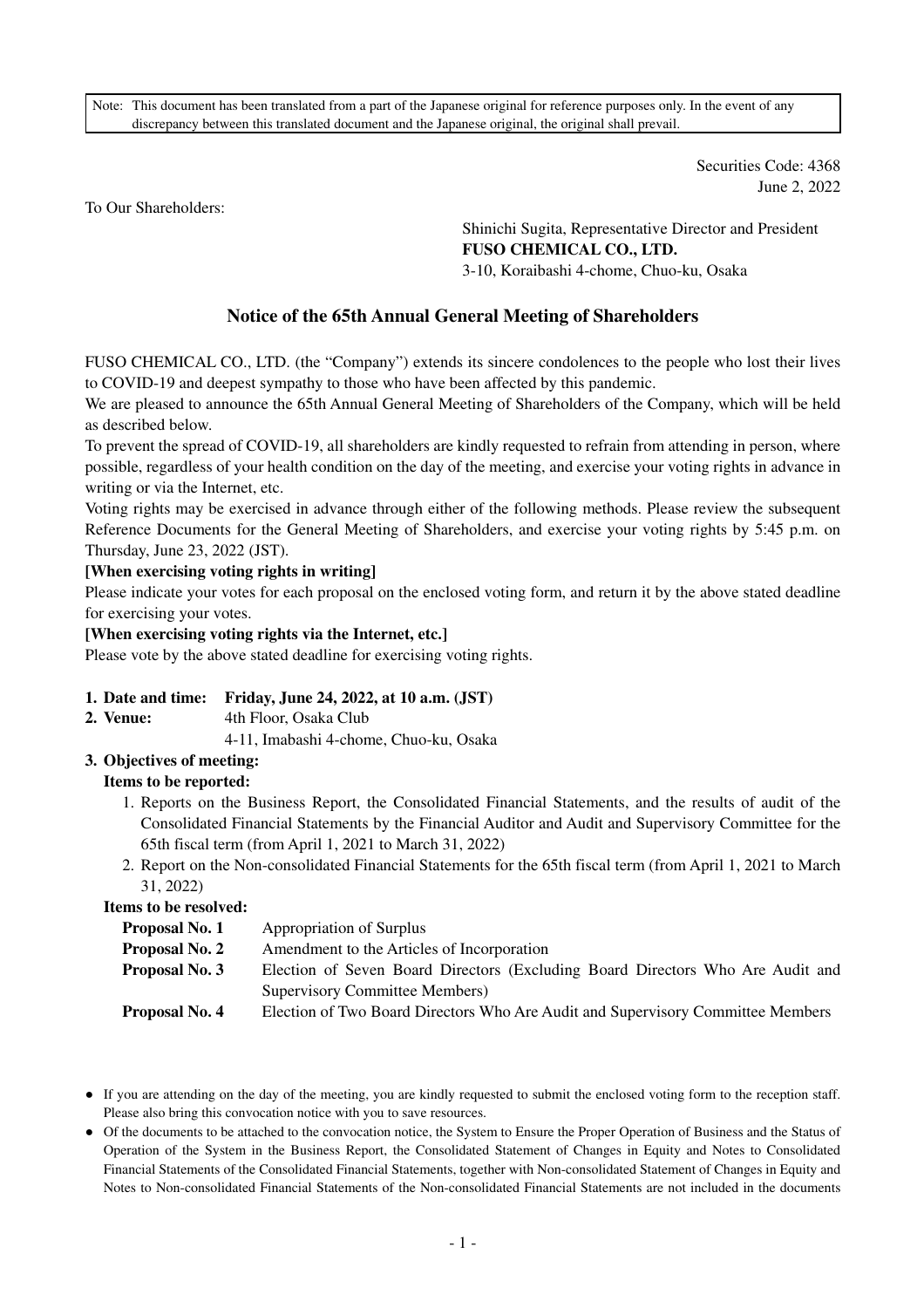Note: This document has been translated from a part of the Japanese original for reference purposes only. In the event of any discrepancy between this translated document and the Japanese original, the original shall prevail.

Securities Code: 4368
June 2, 2022

To Our Shareholders:

Shinichi Sugita, Representative Director and President
**FUSO CHEMICAL CO., LTD.**
3-10, Koraibashi 4-chome, Chuo-ku, Osaka

# Notice of the 65th Annual General Meeting of Shareholders

FUSO CHEMICAL CO., LTD. (the "Company") extends its sincere condolences to the people who lost their lives to COVID-19 and deepest sympathy to those who have been affected by this pandemic.

We are pleased to announce the 65th Annual General Meeting of Shareholders of the Company, which will be held as described below.

To prevent the spread of COVID-19, all shareholders are kindly requested to refrain from attending in person, where possible, regardless of your health condition on the day of the meeting, and exercise your voting rights in advance in writing or via the Internet, etc.

Voting rights may be exercised in advance through either of the following methods. Please review the subsequent Reference Documents for the General Meeting of Shareholders, and exercise your voting rights by 5:45 p.m. on Thursday, June 23, 2022 (JST).

**[When exercising voting rights in writing]**

Please indicate your votes for each proposal on the enclosed voting form, and return it by the above stated deadline for exercising your votes.

**[When exercising voting rights via the Internet, etc.]**

Please vote by the above stated deadline for exercising voting rights.

1. **Date and time: Friday, June 24, 2022, at 10 a.m. (JST)**
2. **Venue:** 4th Floor, Osaka Club
   4-11, Imabashi 4-chome, Chuo-ku, Osaka
3. **Objectives of meeting:**

   **Items to be reported:**
   1. Reports on the Business Report, the Consolidated Financial Statements, and the results of audit of the Consolidated Financial Statements by the Financial Auditor and Audit and Supervisory Committee for the 65th fiscal term (from April 1, 2021 to March 31, 2022)
   2. Report on the Non-consolidated Financial Statements for the 65th fiscal term (from April 1, 2021 to March 31, 2022)

   **Items to be resolved:**

   | | |
   |---|---|
   | **Proposal No. 1** | Appropriation of Surplus |
   | **Proposal No. 2** | Amendment to the Articles of Incorporation |
   | **Proposal No. 3** | Election of Seven Board Directors (Excluding Board Directors Who Are Audit and Supervisory Committee Members) |
   | **Proposal No. 4** | Election of Two Board Directors Who Are Audit and Supervisory Committee Members |

- If you are attending on the day of the meeting, you are kindly requested to submit the enclosed voting form to the reception staff. Please also bring this convocation notice with you to save resources.
- Of the documents to be attached to the convocation notice, the System to Ensure the Proper Operation of Business and the Status of Operation of the System in the Business Report, the Consolidated Statement of Changes in Equity and Notes to Consolidated Financial Statements of the Consolidated Financial Statements, together with Non-consolidated Statement of Changes in Equity and Notes to Non-consolidated Financial Statements of the Non-consolidated Financial Statements are not included in the documents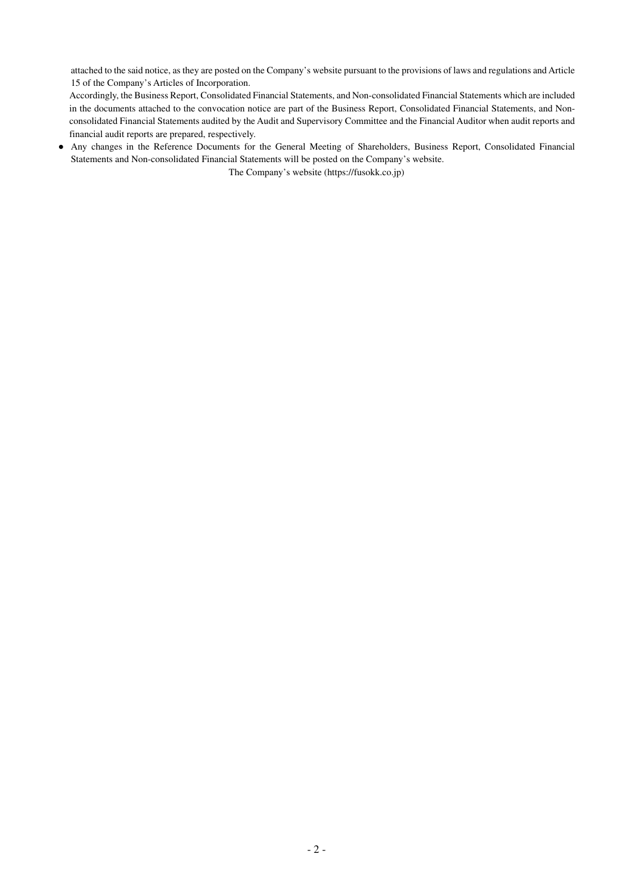attached to the said notice, as they are posted on the Company's website pursuant to the provisions of laws and regulations and Article 15 of the Company's Articles of Incorporation.

Accordingly, the Business Report, Consolidated Financial Statements, and Non-consolidated Financial Statements which are included in the documents attached to the convocation notice are part of the Business Report, Consolidated Financial Statements, and Non-consolidated Financial Statements audited by the Audit and Supervisory Committee and the Financial Auditor when audit reports and financial audit reports are prepared, respectively.

- Any changes in the Reference Documents for the General Meeting of Shareholders, Business Report, Consolidated Financial Statements and Non-consolidated Financial Statements will be posted on the Company's website.

The Company's website (https://fusokk.co.jp)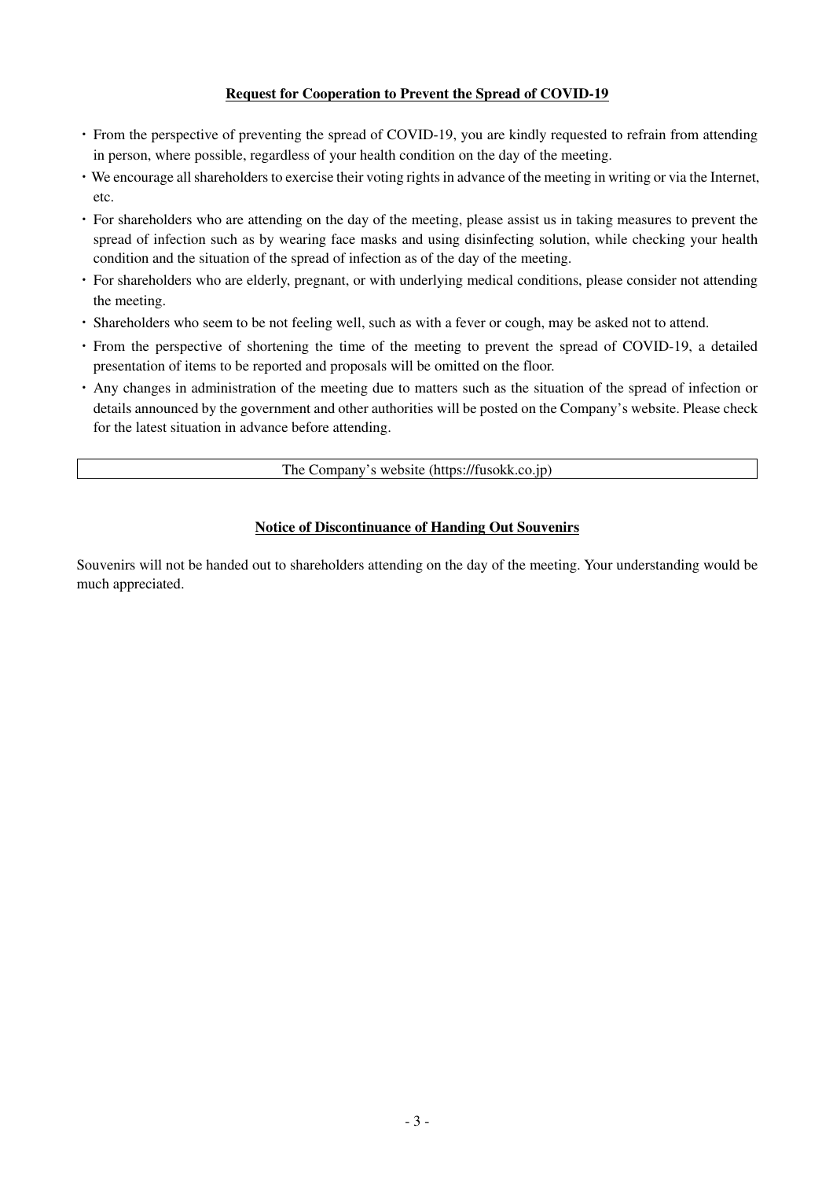## Request for Cooperation to Prevent the Spread of COVID-19

- From the perspective of preventing the spread of COVID-19, you are kindly requested to refrain from attending in person, where possible, regardless of your health condition on the day of the meeting.
- We encourage all shareholders to exercise their voting rights in advance of the meeting in writing or via the Internet, etc.
- For shareholders who are attending on the day of the meeting, please assist us in taking measures to prevent the spread of infection such as by wearing face masks and using disinfecting solution, while checking your health condition and the situation of the spread of infection as of the day of the meeting.
- For shareholders who are elderly, pregnant, or with underlying medical conditions, please consider not attending the meeting.
- Shareholders who seem to be not feeling well, such as with a fever or cough, may be asked not to attend.
- From the perspective of shortening the time of the meeting to prevent the spread of COVID-19, a detailed presentation of items to be reported and proposals will be omitted on the floor.
- Any changes in administration of the meeting due to matters such as the situation of the spread of infection or details announced by the government and other authorities will be posted on the Company's website. Please check for the latest situation in advance before attending.

| The Company's website (https://fusokk.co.jp) |
|---|

## Notice of Discontinuance of Handing Out Souvenirs

Souvenirs will not be handed out to shareholders attending on the day of the meeting. Your understanding would be much appreciated.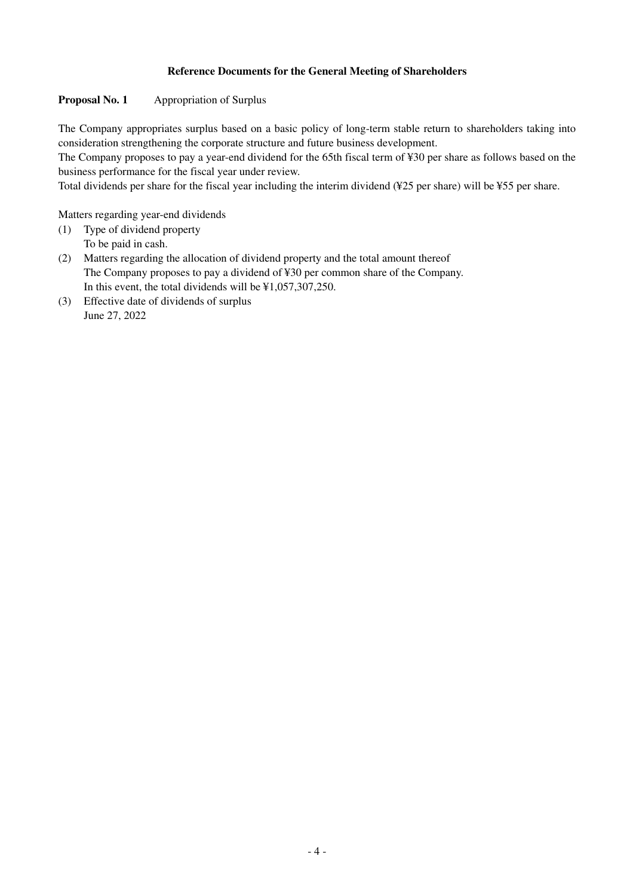## Reference Documents for the General Meeting of Shareholders

**Proposal No. 1** Appropriation of Surplus

The Company appropriates surplus based on a basic policy of long-term stable return to shareholders taking into consideration strengthening the corporate structure and future business development.

The Company proposes to pay a year-end dividend for the 65th fiscal term of ¥30 per share as follows based on the business performance for the fiscal year under review.

Total dividends per share for the fiscal year including the interim dividend (¥25 per share) will be ¥55 per share.

Matters regarding year-end dividends

(1) Type of dividend property
    To be paid in cash.
(2) Matters regarding the allocation of dividend property and the total amount thereof
    The Company proposes to pay a dividend of ¥30 per common share of the Company.
    In this event, the total dividends will be ¥1,057,307,250.
(3) Effective date of dividends of surplus
    June 27, 2022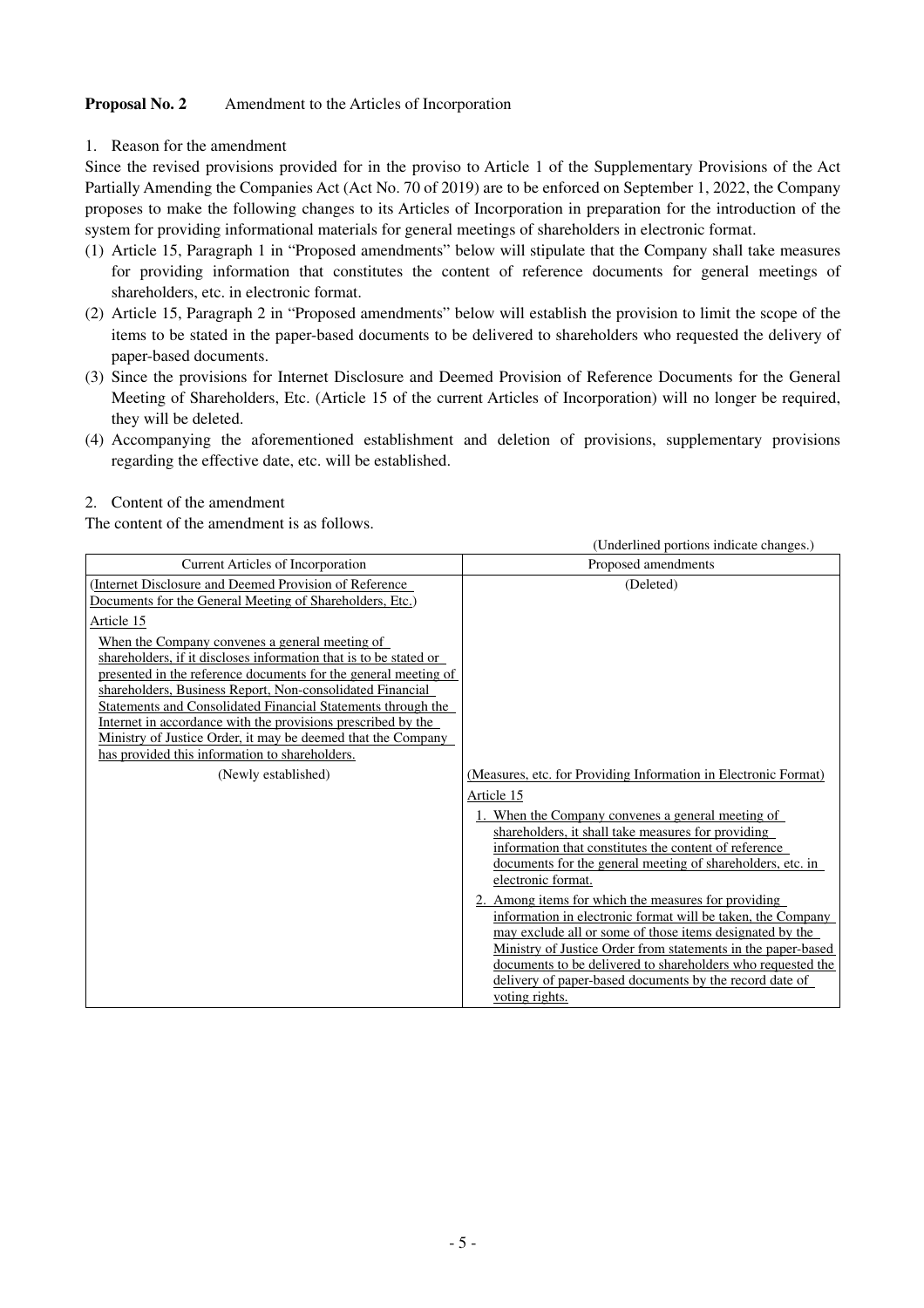**Proposal No. 2** Amendment to the Articles of Incorporation

1. Reason for the amendment

Since the revised provisions provided for in the proviso to Article 1 of the Supplementary Provisions of the Act Partially Amending the Companies Act (Act No. 70 of 2019) are to be enforced on September 1, 2022, the Company proposes to make the following changes to its Articles of Incorporation in preparation for the introduction of the system for providing informational materials for general meetings of shareholders in electronic format.

(1) Article 15, Paragraph 1 in "Proposed amendments" below will stipulate that the Company shall take measures for providing information that constitutes the content of reference documents for general meetings of shareholders, etc. in electronic format.
(2) Article 15, Paragraph 2 in "Proposed amendments" below will establish the provision to limit the scope of the items to be stated in the paper-based documents to be delivered to shareholders who requested the delivery of paper-based documents.
(3) Since the provisions for Internet Disclosure and Deemed Provision of Reference Documents for the General Meeting of Shareholders, Etc. (Article 15 of the current Articles of Incorporation) will no longer be required, they will be deleted.
(4) Accompanying the aforementioned establishment and deletion of provisions, supplementary provisions regarding the effective date, etc. will be established.

2. Content of the amendment

The content of the amendment is as follows.

(Underlined portions indicate changes.)

| Current Articles of Incorporation | Proposed amendments |
| --- | --- |
| (Internet Disclosure and Deemed Provision of Reference Documents for the General Meeting of Shareholders, Etc.)<br>Article 15<br>When the Company convenes a general meeting of shareholders, if it discloses information that is to be stated or presented in the reference documents for the general meeting of shareholders, Business Report, Non-consolidated Financial Statements and Consolidated Financial Statements through the Internet in accordance with the provisions prescribed by the Ministry of Justice Order, it may be deemed that the Company has provided this information to shareholders. | (Deleted) |
| (Newly established) | (Measures, etc. for Providing Information in Electronic Format)<br>Article 15<br>1. When the Company convenes a general meeting of shareholders, it shall take measures for providing information that constitutes the content of reference documents for the general meeting of shareholders, etc. in electronic format.<br>2. Among items for which the measures for providing information in electronic format will be taken, the Company may exclude all or some of those items designated by the Ministry of Justice Order from statements in the paper-based documents to be delivered to shareholders who requested the delivery of paper-based documents by the record date of voting rights. |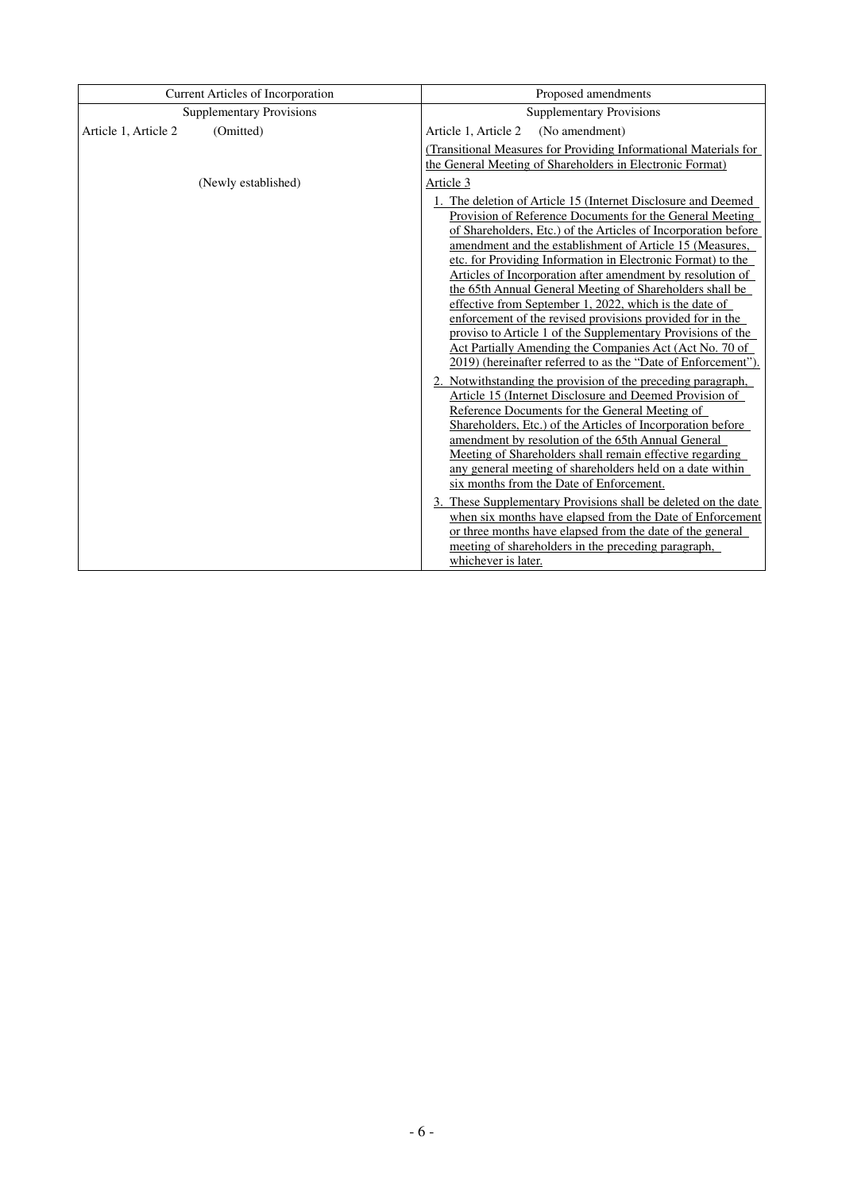| Current Articles of Incorporation | Proposed amendments |
|---|---|
| Supplementary Provisions | Supplementary Provisions |
| Article 1, Article 2 (Omitted) | Article 1, Article 2 (No amendment) |
| (Newly established) | (Transitional Measures for Providing Informational Materials for the General Meeting of Shareholders in Electronic Format)<br>Article 3<br>1. The deletion of Article 15 (Internet Disclosure and Deemed Provision of Reference Documents for the General Meeting of Shareholders, Etc.) of the Articles of Incorporation before amendment and the establishment of Article 15 (Measures, etc. for Providing Information in Electronic Format) to the Articles of Incorporation after amendment by resolution of the 65th Annual General Meeting of Shareholders shall be effective from September 1, 2022, which is the date of enforcement of the revised provisions provided for in the proviso to Article 1 of the Supplementary Provisions of the Act Partially Amending the Companies Act (Act No. 70 of 2019) (hereinafter referred to as the "Date of Enforcement").<br>2. Notwithstanding the provision of the preceding paragraph, Article 15 (Internet Disclosure and Deemed Provision of Reference Documents for the General Meeting of Shareholders, Etc.) of the Articles of Incorporation before amendment by resolution of the 65th Annual General Meeting of Shareholders shall remain effective regarding any general meeting of shareholders held on a date within six months from the Date of Enforcement.<br>3. These Supplementary Provisions shall be deleted on the date when six months have elapsed from the Date of Enforcement or three months have elapsed from the date of the general meeting of shareholders in the preceding paragraph, whichever is later. |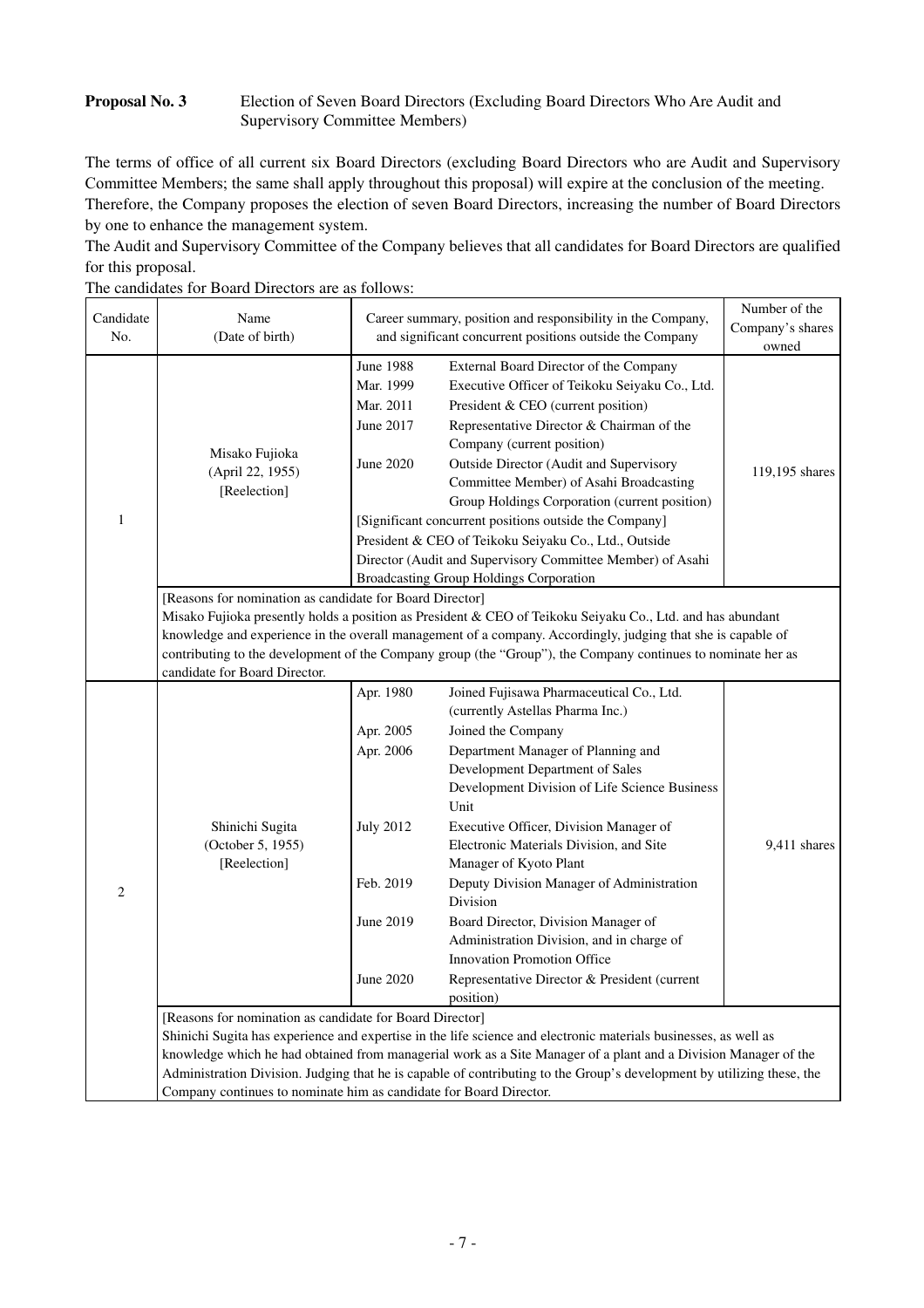**Proposal No. 3** Election of Seven Board Directors (Excluding Board Directors Who Are Audit and Supervisory Committee Members)

The terms of office of all current six Board Directors (excluding Board Directors who are Audit and Supervisory Committee Members; the same shall apply throughout this proposal) will expire at the conclusion of the meeting. Therefore, the Company proposes the election of seven Board Directors, increasing the number of Board Directors by one to enhance the management system.

The Audit and Supervisory Committee of the Company believes that all candidates for Board Directors are qualified for this proposal.

The candidates for Board Directors are as follows:

| Candidate No. | Name (Date of birth) | Career summary, position and responsibility in the Company, and significant concurrent positions outside the Company | | Number of the Company's shares owned |
|---|---|---|---|---|
| 1 | Misako Fujioka (April 22, 1955) [Reelection] | June 1988<br>Mar. 1999<br>Mar. 2011<br>June 2017<br><br>June 2020 | External Board Director of the Company<br>Executive Officer of Teikoku Seiyaku Co., Ltd.<br>President & CEO (current position)<br>Representative Director & Chairman of the Company (current position)<br>Outside Director (Audit and Supervisory Committee Member) of Asahi Broadcasting Group Holdings Corporation (current position)<br>[Significant concurrent positions outside the Company]<br>President & CEO of Teikoku Seiyaku Co., Ltd., Outside Director (Audit and Supervisory Committee Member) of Asahi Broadcasting Group Holdings Corporation | 119,195 shares |
| | [Reasons for nomination as candidate for Board Director]<br>Misako Fujioka presently holds a position as President & CEO of Teikoku Seiyaku Co., Ltd. and has abundant knowledge and experience in the overall management of a company. Accordingly, judging that she is capable of contributing to the development of the Company group (the "Group"), the Company continues to nominate her as candidate for Board Director. | | | |
| 2 | Shinichi Sugita (October 5, 1955) [Reelection] | Apr. 1980<br><br>Apr. 2005<br>Apr. 2006<br><br><br>July 2012<br><br>Feb. 2019<br><br>June 2019<br><br>June 2020 | Joined Fujisawa Pharmaceutical Co., Ltd. (currently Astellas Pharma Inc.)<br>Joined the Company<br>Department Manager of Planning and Development Department of Sales Development Division of Life Science Business Unit<br>Executive Officer, Division Manager of Electronic Materials Division, and Site Manager of Kyoto Plant<br>Deputy Division Manager of Administration Division<br>Board Director, Division Manager of Administration Division, and in charge of Innovation Promotion Office<br>Representative Director & President (current position) | 9,411 shares |
| | [Reasons for nomination as candidate for Board Director]<br>Shinichi Sugita has experience and expertise in the life science and electronic materials businesses, as well as knowledge which he had obtained from managerial work as a Site Manager of a plant and a Division Manager of the Administration Division. Judging that he is capable of contributing to the Group's development by utilizing these, the Company continues to nominate him as candidate for Board Director. | | | |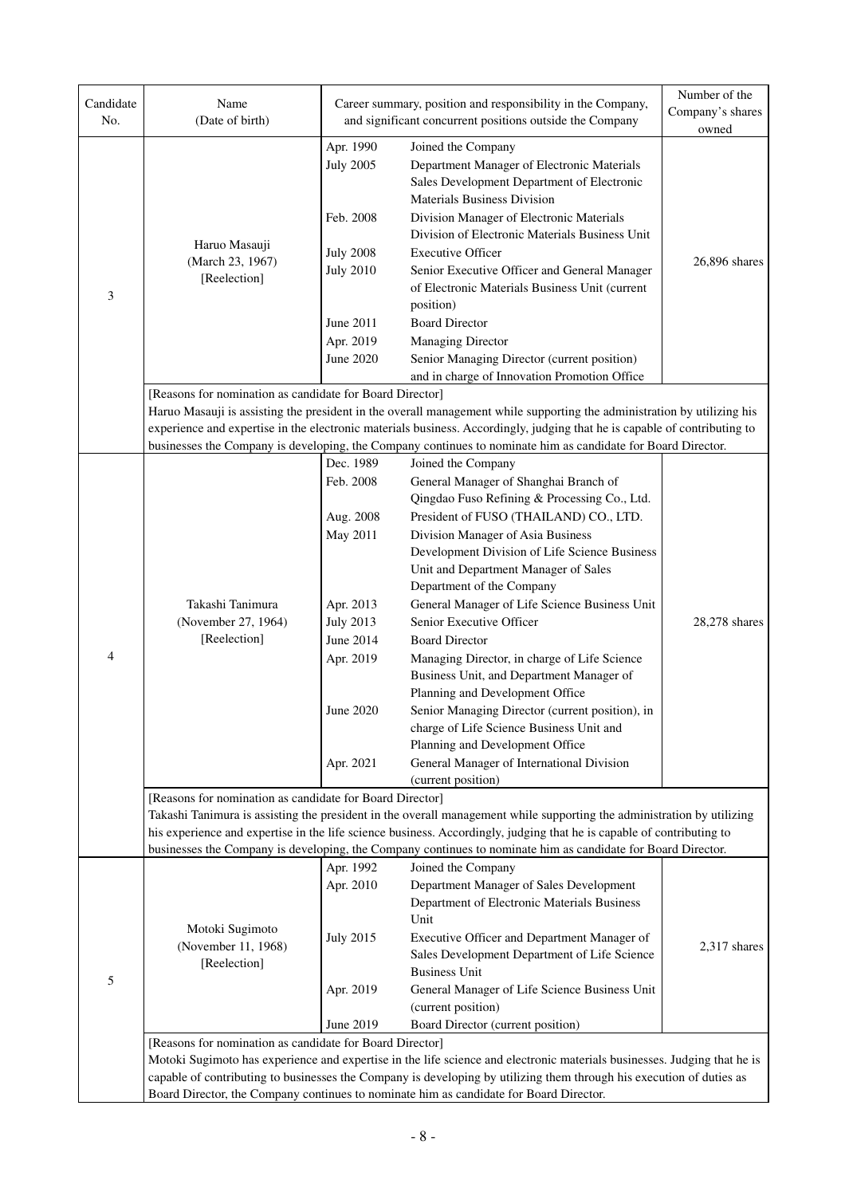| Candidate No. | Name (Date of birth) | Career summary, position and responsibility in the Company, and significant concurrent positions outside the Company | | Number of the Company's shares owned |
|---|---|---|---|---|
| 3 | Haruo Masauji (March 23, 1967) [Reelection] | Apr. 1990 | Joined the Company | 26,896 shares |
| | | July 2005 | Department Manager of Electronic Materials Sales Development Department of Electronic Materials Business Division | |
| | | Feb. 2008 | Division Manager of Electronic Materials Division of Electronic Materials Business Unit | |
| | | July 2008 | Executive Officer | |
| | | July 2010 | Senior Executive Officer and General Manager of Electronic Materials Business Unit (current position) | |
| | | June 2011 | Board Director | |
| | | Apr. 2019 | Managing Director | |
| | | June 2020 | Senior Managing Director (current position) and in charge of Innovation Promotion Office | |
| | [Reasons for nomination as candidate for Board Director] Haruo Masauji is assisting the president in the overall management while supporting the administration by utilizing his experience and expertise in the electronic materials business. Accordingly, judging that he is capable of contributing to businesses the Company is developing, the Company continues to nominate him as candidate for Board Director. | | | |
| 4 | Takashi Tanimura (November 27, 1964) [Reelection] | Dec. 1989 | Joined the Company | 28,278 shares |
| | | Feb. 2008 | General Manager of Shanghai Branch of Qingdao Fuso Refining & Processing Co., Ltd. | |
| | | Aug. 2008 | President of FUSO (THAILAND) CO., LTD. | |
| | | May 2011 | Division Manager of Asia Business Development Division of Life Science Business Unit and Department Manager of Sales Department of the Company | |
| | | Apr. 2013 | General Manager of Life Science Business Unit | |
| | | July 2013 | Senior Executive Officer | |
| | | June 2014 | Board Director | |
| | | Apr. 2019 | Managing Director, in charge of Life Science Business Unit, and Department Manager of Planning and Development Office | |
| | | June 2020 | Senior Managing Director (current position), in charge of Life Science Business Unit and Planning and Development Office | |
| | | Apr. 2021 | General Manager of International Division (current position) | |
| | [Reasons for nomination as candidate for Board Director] Takashi Tanimura is assisting the president in the overall management while supporting the administration by utilizing his experience and expertise in the life science business. Accordingly, judging that he is capable of contributing to businesses the Company is developing, the Company continues to nominate him as candidate for Board Director. | | | |
| 5 | Motoki Sugimoto (November 11, 1968) [Reelection] | Apr. 1992 | Joined the Company | 2,317 shares |
| | | Apr. 2010 | Department Manager of Sales Development Department of Electronic Materials Business Unit | |
| | | July 2015 | Executive Officer and Department Manager of Sales Development Department of Life Science Business Unit | |
| | | Apr. 2019 | General Manager of Life Science Business Unit (current position) | |
| | | June 2019 | Board Director (current position) | |
| | [Reasons for nomination as candidate for Board Director] Motoki Sugimoto has experience and expertise in the life science and electronic materials businesses. Judging that he is capable of contributing to businesses the Company is developing by utilizing them through his execution of duties as Board Director, the Company continues to nominate him as candidate for Board Director. | | | |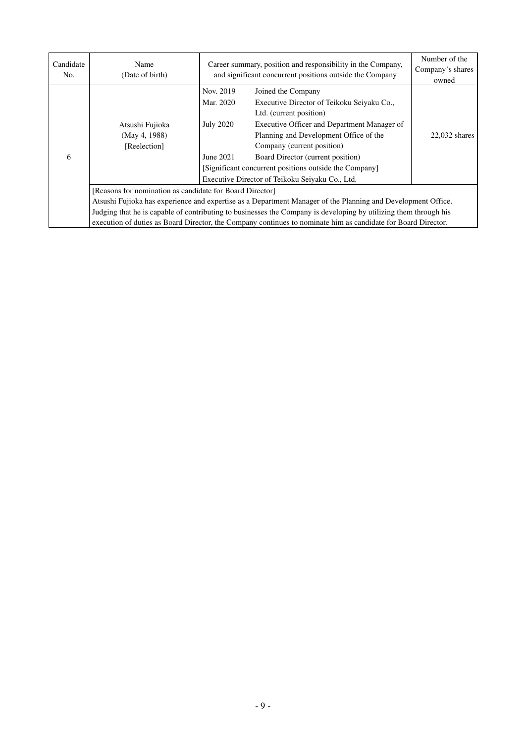| Candidate No. | Name (Date of birth) | Career summary, position and responsibility in the Company, and significant concurrent positions outside the Company | | Number of the Company's shares owned |
|---|---|---|---|---|
| 6 | Atsushi Fujioka (May 4, 1988) [Reelection] | Nov. 2019 | Joined the Company | 22,032 shares |
| | | Mar. 2020 | Executive Director of Teikoku Seiyaku Co., Ltd. (current position) | |
| | | July 2020 | Executive Officer and Department Manager of Planning and Development Office of the Company (current position) | |
| | | June 2021 | Board Director (current position) | |
| | | [Significant concurrent positions outside the Company] Executive Director of Teikoku Seiyaku Co., Ltd. | | |
| | [Reasons for nomination as candidate for Board Director] Atsushi Fujioka has experience and expertise as a Department Manager of the Planning and Development Office. Judging that he is capable of contributing to businesses the Company is developing by utilizing them through his execution of duties as Board Director, the Company continues to nominate him as candidate for Board Director. | | | |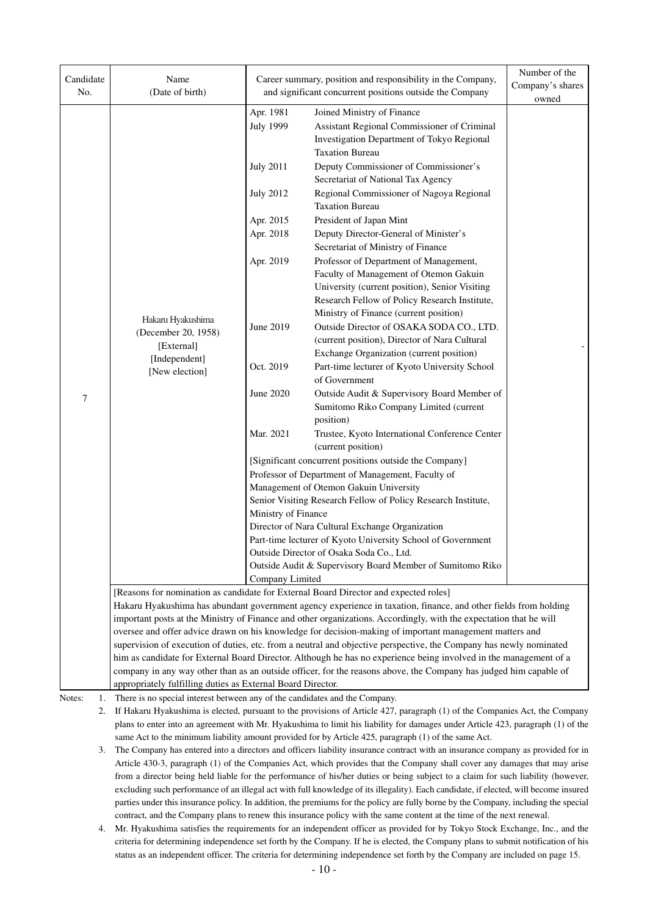| Candidate No. | Name (Date of birth) | Career summary, position and responsibility in the Company, and significant concurrent positions outside the Company | Number of the Company's shares owned |
|---|---|---|---|
| 7 | Hakaru Hyakushima (December 20, 1958) [External] [Independent] [New election] | Apr. 1981 Joined Ministry of Finance<br>July 1999 Assistant Regional Commissioner of Criminal Investigation Department of Tokyo Regional Taxation Bureau<br>July 2011 Deputy Commissioner of Commissioner's Secretariat of National Tax Agency<br>July 2012 Regional Commissioner of Nagoya Regional Taxation Bureau<br>Apr. 2015 President of Japan Mint<br>Apr. 2018 Deputy Director-General of Minister's Secretariat of Ministry of Finance<br>Apr. 2019 Professor of Department of Management, Faculty of Management of Otemon Gakuin University (current position), Senior Visiting Research Fellow of Policy Research Institute, Ministry of Finance (current position)<br>June 2019 Outside Director of OSAKA SODA CO., LTD. (current position), Director of Nara Cultural Exchange Organization (current position)<br>Oct. 2019 Part-time lecturer of Kyoto University School of Government<br>June 2020 Outside Audit & Supervisory Board Member of Sumitomo Riko Company Limited (current position)<br>Mar. 2021 Trustee, Kyoto International Conference Center (current position)<br>[Significant concurrent positions outside the Company]<br>Professor of Department of Management, Faculty of Management of Otemon Gakuin University<br>Senior Visiting Research Fellow of Policy Research Institute, Ministry of Finance<br>Director of Nara Cultural Exchange Organization<br>Part-time lecturer of Kyoto University School of Government<br>Outside Director of Osaka Soda Co., Ltd.<br>Outside Audit & Supervisory Board Member of Sumitomo Riko Company Limited | - |
| | [Reasons for nomination as candidate for External Board Director and expected roles]<br>Hakaru Hyakushima has abundant government agency experience in taxation, finance, and other fields from holding important posts at the Ministry of Finance and other organizations. Accordingly, with the expectation that he will oversee and offer advice drawn on his knowledge for decision-making of important management matters and supervision of execution of duties, etc. from a neutral and objective perspective, the Company has newly nominated him as candidate for External Board Director. Although he has no experience being involved in the management of a company in any way other than as an outside officer, for the reasons above, the Company has judged him capable of appropriately fulfilling duties as External Board Director. | | |

Notes:

1. There is no special interest between any of the candidates and the Company.
2. If Hakaru Hyakushima is elected, pursuant to the provisions of Article 427, paragraph (1) of the Companies Act, the Company plans to enter into an agreement with Mr. Hyakushima to limit his liability for damages under Article 423, paragraph (1) of the same Act to the minimum liability amount provided for by Article 425, paragraph (1) of the same Act.
3. The Company has entered into a directors and officers liability insurance contract with an insurance company as provided for in Article 430-3, paragraph (1) of the Companies Act, which provides that the Company shall cover any damages that may arise from a director being held liable for the performance of his/her duties or being subject to a claim for such liability (however, excluding such performance of an illegal act with full knowledge of its illegality). Each candidate, if elected, will become insured parties under this insurance policy. In addition, the premiums for the policy are fully borne by the Company, including the special contract, and the Company plans to renew this insurance policy with the same content at the time of the next renewal.
4. Mr. Hyakushima satisfies the requirements for an independent officer as provided for by Tokyo Stock Exchange, Inc., and the criteria for determining independence set forth by the Company. If he is elected, the Company plans to submit notification of his status as an independent officer. The criteria for determining independence set forth by the Company are included on page 15.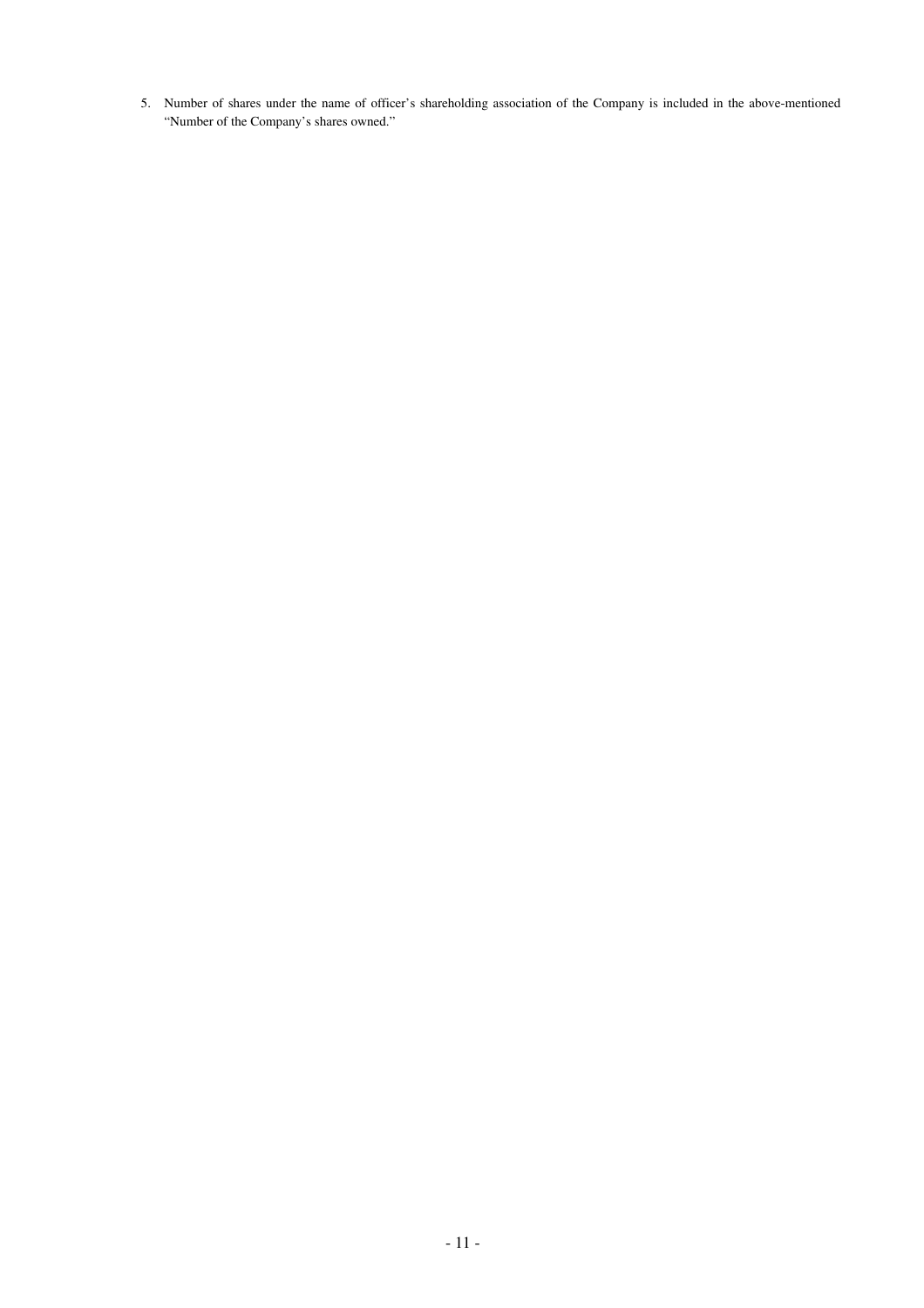5. Number of shares under the name of officer's shareholding association of the Company is included in the above-mentioned "Number of the Company's shares owned."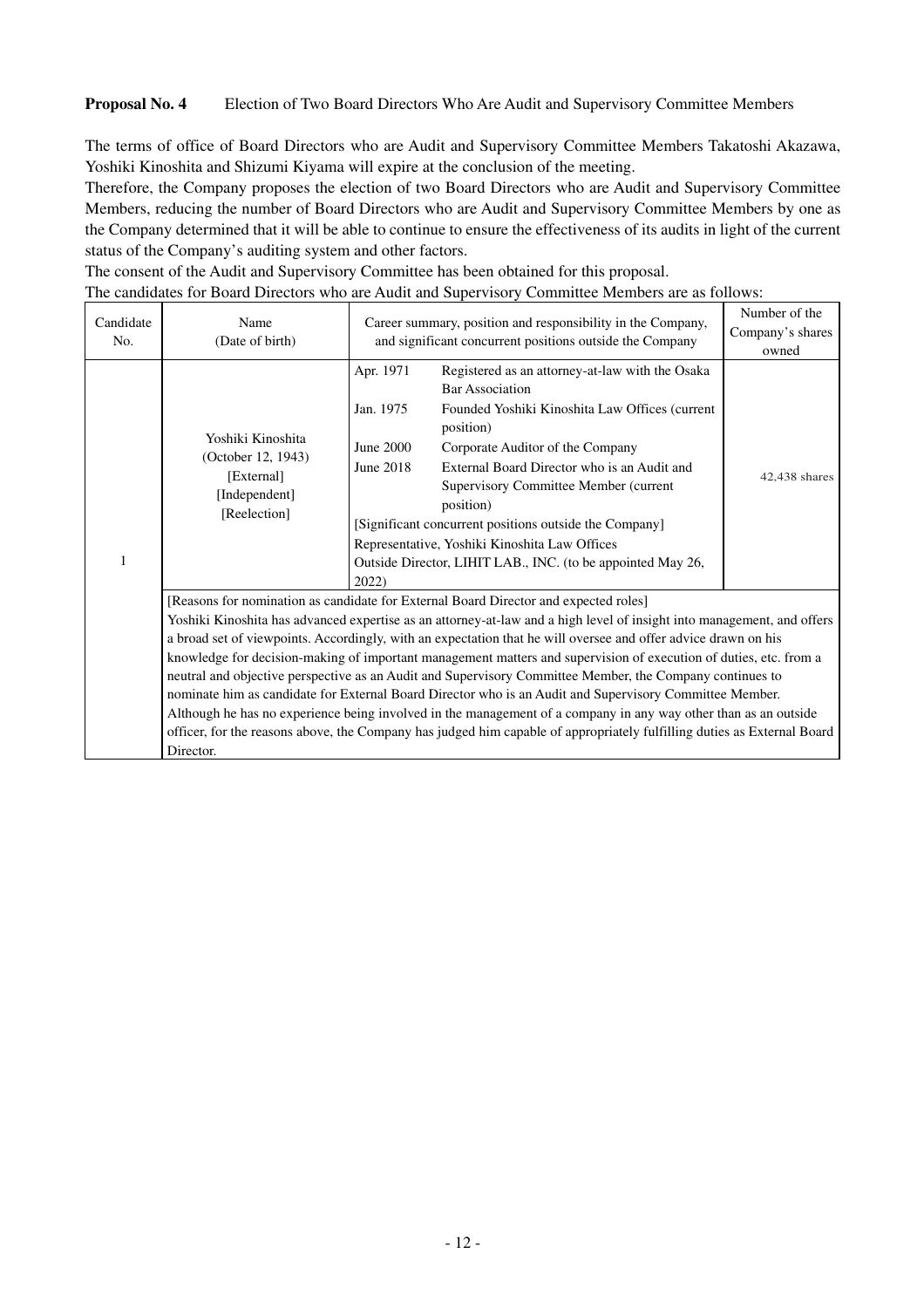**Proposal No. 4** Election of Two Board Directors Who Are Audit and Supervisory Committee Members

The terms of office of Board Directors who are Audit and Supervisory Committee Members Takatoshi Akazawa, Yoshiki Kinoshita and Shizumi Kiyama will expire at the conclusion of the meeting.

Therefore, the Company proposes the election of two Board Directors who are Audit and Supervisory Committee Members, reducing the number of Board Directors who are Audit and Supervisory Committee Members by one as the Company determined that it will be able to continue to ensure the effectiveness of its audits in light of the current status of the Company's auditing system and other factors.

The consent of the Audit and Supervisory Committee has been obtained for this proposal.

The candidates for Board Directors who are Audit and Supervisory Committee Members are as follows:

| Candidate No. | Name (Date of birth) | Career summary, position and responsibility in the Company, and significant concurrent positions outside the Company | Number of the Company's shares owned |
|---|---|---|---|
| 1 | Yoshiki Kinoshita (October 12, 1943) [External] [Independent] [Reelection] | Apr. 1971 Registered as an attorney-at-law with the Osaka Bar Association<br>Jan. 1975 Founded Yoshiki Kinoshita Law Offices (current position)<br>June 2000 Corporate Auditor of the Company<br>June 2018 External Board Director who is an Audit and Supervisory Committee Member (current position)<br>[Significant concurrent positions outside the Company]<br>Representative, Yoshiki Kinoshita Law Offices<br>Outside Director, LIHIT LAB., INC. (to be appointed May 26, 2022) | 42,438 shares |
| | [Reasons for nomination as candidate for External Board Director and expected roles]<br>Yoshiki Kinoshita has advanced expertise as an attorney-at-law and a high level of insight into management, and offers a broad set of viewpoints. Accordingly, with an expectation that he will oversee and offer advice drawn on his knowledge for decision-making of important management matters and supervision of execution of duties, etc. from a neutral and objective perspective as an Audit and Supervisory Committee Member, the Company continues to nominate him as candidate for External Board Director who is an Audit and Supervisory Committee Member. Although he has no experience being involved in the management of a company in any way other than as an outside officer, for the reasons above, the Company has judged him capable of appropriately fulfilling duties as External Board Director. | | |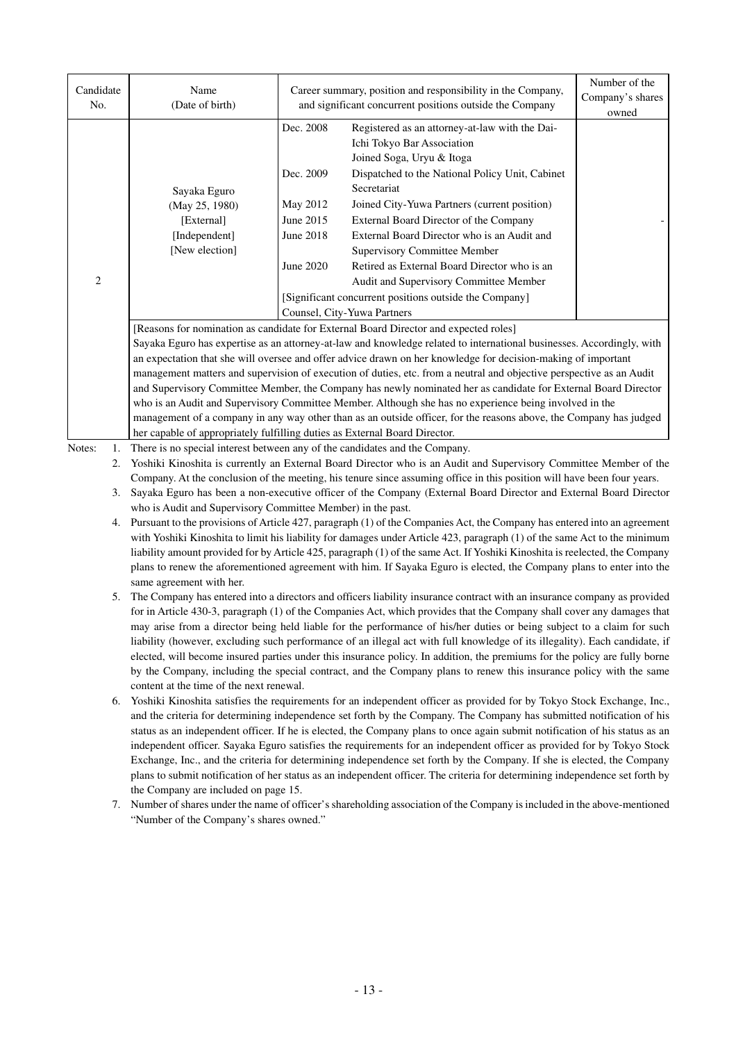| Candidate No. | Name (Date of birth) | Career summary, position and responsibility in the Company, and significant concurrent positions outside the Company | Number of the Company's shares owned |
|---|---|---|---|
| 2 | Sayaka Eguro (May 25, 1980) [External] [Independent] [New election] | Dec. 2008 Registered as an attorney-at-law with the Dai-Ichi Tokyo Bar Association<br>Joined Soga, Uryu & Itoga<br>Dec. 2009 Dispatched to the National Policy Unit, Cabinet Secretariat<br>May 2012 Joined City-Yuwa Partners (current position)<br>June 2015 External Board Director of the Company<br>June 2018 External Board Director who is an Audit and Supervisory Committee Member<br>June 2020 Retired as External Board Director who is an Audit and Supervisory Committee Member<br>[Significant concurrent positions outside the Company]<br>Counsel, City-Yuwa Partners | - |
| | [Reasons for nomination as candidate for External Board Director and expected roles]<br>Sayaka Eguro has expertise as an attorney-at-law and knowledge related to international businesses. Accordingly, with an expectation that she will oversee and offer advice drawn on her knowledge for decision-making of important management matters and supervision of execution of duties, etc. from a neutral and objective perspective as an Audit and Supervisory Committee Member, the Company has newly nominated her as candidate for External Board Director who is an Audit and Supervisory Committee Member. Although she has no experience being involved in the management of a company in any way other than as an outside officer, for the reasons above, the Company has judged her capable of appropriately fulfilling duties as External Board Director. | | |

Notes:
1. There is no special interest between any of the candidates and the Company.
2. Yoshiki Kinoshita is currently an External Board Director who is an Audit and Supervisory Committee Member of the Company. At the conclusion of the meeting, his tenure since assuming office in this position will have been four years.
3. Sayaka Eguro has been a non-executive officer of the Company (External Board Director and External Board Director who is Audit and Supervisory Committee Member) in the past.
4. Pursuant to the provisions of Article 427, paragraph (1) of the Companies Act, the Company has entered into an agreement with Yoshiki Kinoshita to limit his liability for damages under Article 423, paragraph (1) of the same Act to the minimum liability amount provided for by Article 425, paragraph (1) of the same Act. If Yoshiki Kinoshita is reelected, the Company plans to renew the aforementioned agreement with him. If Sayaka Eguro is elected, the Company plans to enter into the same agreement with her.
5. The Company has entered into a directors and officers liability insurance contract with an insurance company as provided for in Article 430-3, paragraph (1) of the Companies Act, which provides that the Company shall cover any damages that may arise from a director being held liable for the performance of his/her duties or being subject to a claim for such liability (however, excluding such performance of an illegal act with full knowledge of its illegality). Each candidate, if elected, will become insured parties under this insurance policy. In addition, the premiums for the policy are fully borne by the Company, including the special contract, and the Company plans to renew this insurance policy with the same content at the time of the next renewal.
6. Yoshiki Kinoshita satisfies the requirements for an independent officer as provided for by Tokyo Stock Exchange, Inc., and the criteria for determining independence set forth by the Company. The Company has submitted notification of his status as an independent officer. If he is elected, the Company plans to once again submit notification of his status as an independent officer. Sayaka Eguro satisfies the requirements for an independent officer as provided for by Tokyo Stock Exchange, Inc., and the criteria for determining independence set forth by the Company. If she is elected, the Company plans to submit notification of her status as an independent officer. The criteria for determining independence set forth by the Company are included on page 15.
7. Number of shares under the name of officer's shareholding association of the Company is included in the above-mentioned "Number of the Company's shares owned."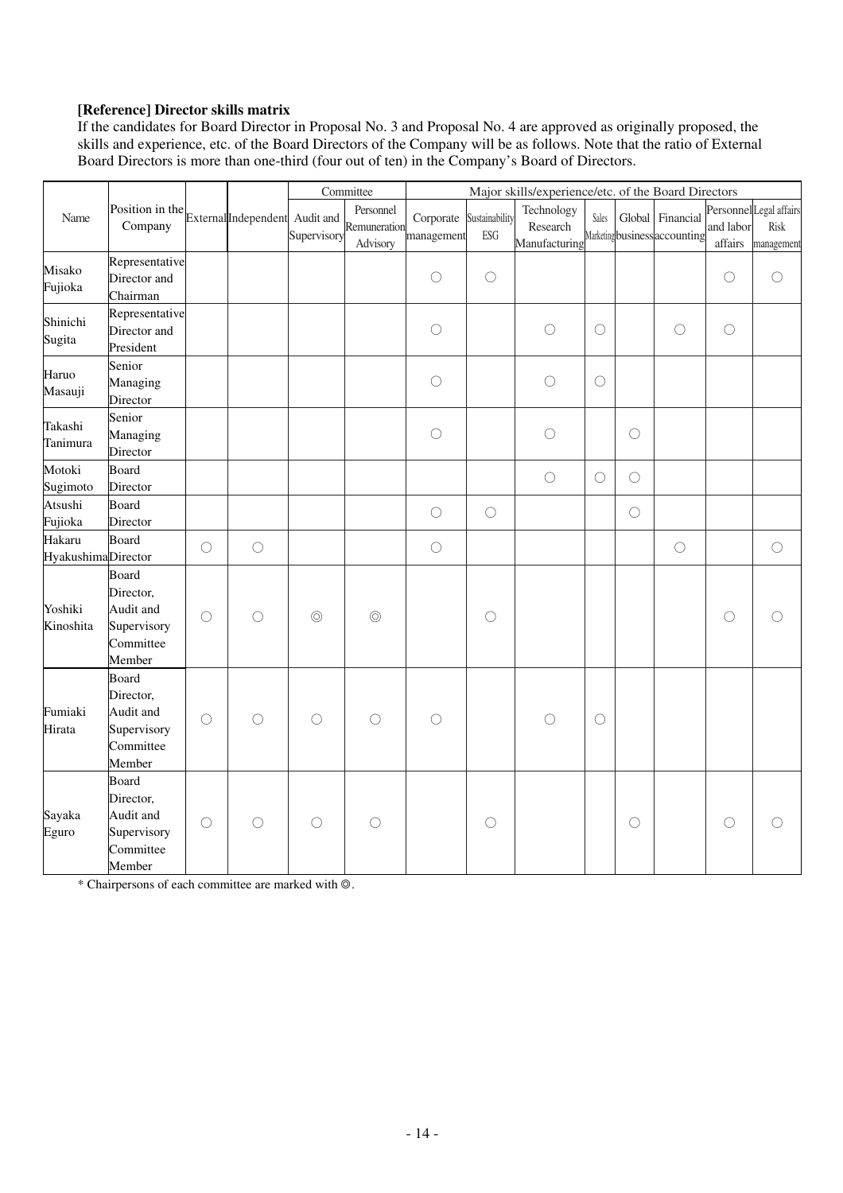**[Reference] Director skills matrix**

If the candidates for Board Director in Proposal No. 3 and Proposal No. 4 are approved as originally proposed, the skills and experience, etc. of the Board Directors of the Company will be as follows. Note that the ratio of External Board Directors is more than one-third (four out of ten) in the Company's Board of Directors.

| Name | Position in the Company | External | Independent | Committee | | Major skills/experience/etc. of the Board Directors | | | | | | | |
|---|---|---|---|---|---|---|---|---|---|---|---|---|---|
| | | | | Audit and Supervisory | Personnel Remuneration Advisory | Corporate management | Sustainability ESG | Technology Research Manufacturing | Sales Marketing | Global business | Financial accounting | Personnel and labor affairs | Legal affairs Risk management |
| Misako Fujioka | Representative Director and Chairman | | | | | ○ | ○ | | | | | ○ | ○ |
| Shinichi Sugita | Representative Director and President | | | | | ○ | | ○ | ○ | | ○ | ○ | |
| Haruo Masauji | Senior Managing Director | | | | | ○ | | ○ | ○ | | | | |
| Takashi Tanimura | Senior Managing Director | | | | | ○ | | ○ | | ○ | | | |
| Motoki Sugimoto | Board Director | | | | | | | ○ | ○ | ○ | | | |
| Atsushi Fujioka | Board Director | | | | | ○ | ○ | | | ○ | | | |
| Hakaru Hyakushima | Board Director | ○ | ○ | | | ○ | | | | | ○ | | ○ |
| Yoshiki Kinoshita | Board Director, Audit and Supervisory Committee Member | ○ | ○ | ◎ | ◎ | | ○ | | | | | ○ | ○ |
| Fumiaki Hirata | Board Director, Audit and Supervisory Committee Member | ○ | ○ | ○ | ○ | ○ | | ○ | ○ | | | | |
| Sayaka Eguro | Board Director, Audit and Supervisory Committee Member | ○ | ○ | ○ | ○ | | ○ | | | ○ | | ○ | ○ |

* Chairpersons of each committee are marked with ◎.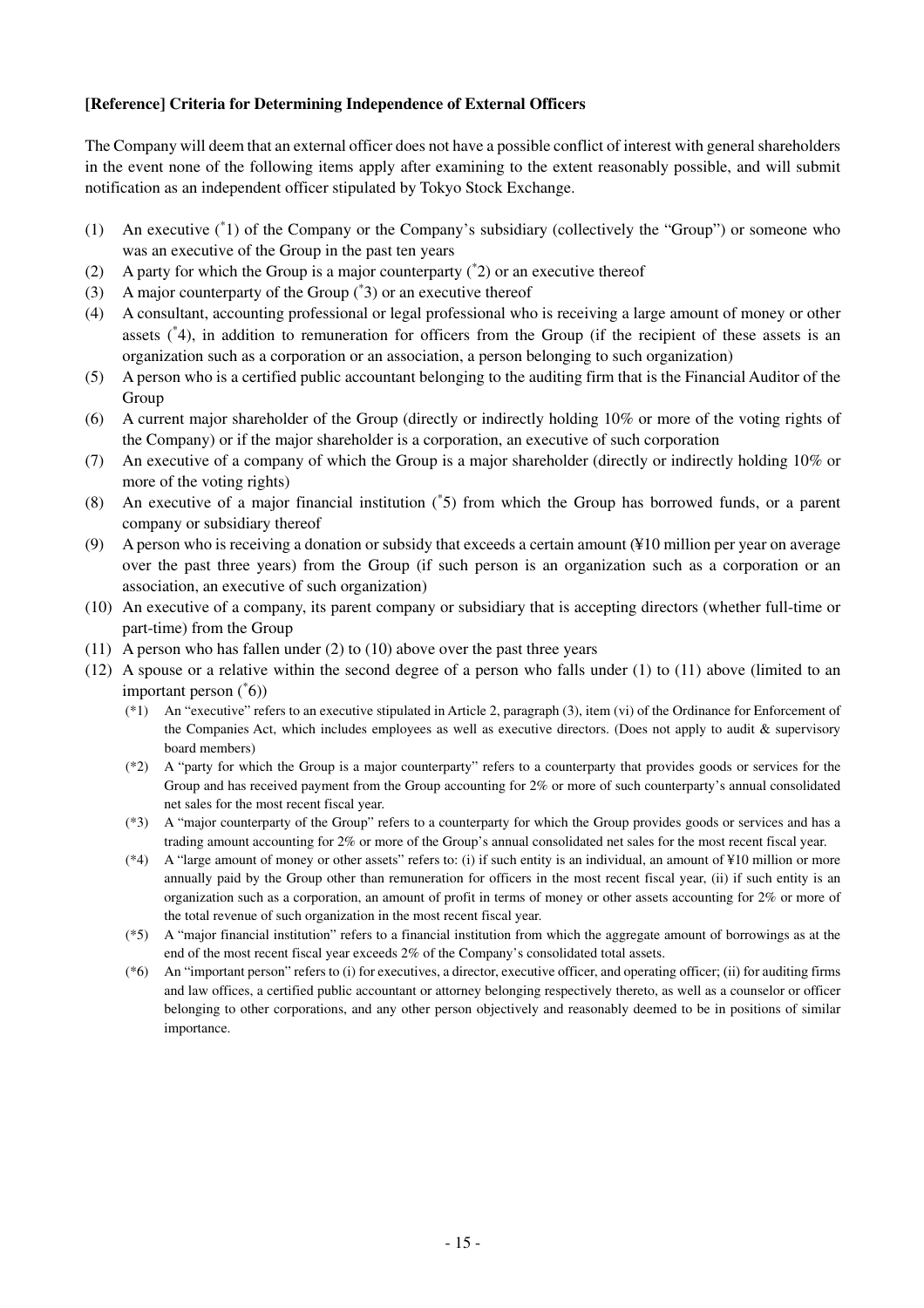**[Reference] Criteria for Determining Independence of External Officers**

The Company will deem that an external officer does not have a possible conflict of interest with general shareholders in the event none of the following items apply after examining to the extent reasonably possible, and will submit notification as an independent officer stipulated by Tokyo Stock Exchange.

(1) An executive (*1) of the Company or the Company's subsidiary (collectively the "Group") or someone who was an executive of the Group in the past ten years

(2) A party for which the Group is a major counterparty (*2) or an executive thereof

(3) A major counterparty of the Group (*3) or an executive thereof

(4) A consultant, accounting professional or legal professional who is receiving a large amount of money or other assets (*4), in addition to remuneration for officers from the Group (if the recipient of these assets is an organization such as a corporation or an association, a person belonging to such organization)

(5) A person who is a certified public accountant belonging to the auditing firm that is the Financial Auditor of the Group

(6) A current major shareholder of the Group (directly or indirectly holding 10% or more of the voting rights of the Company) or if the major shareholder is a corporation, an executive of such corporation

(7) An executive of a company of which the Group is a major shareholder (directly or indirectly holding 10% or more of the voting rights)

(8) An executive of a major financial institution (*5) from which the Group has borrowed funds, or a parent company or subsidiary thereof

(9) A person who is receiving a donation or subsidy that exceeds a certain amount (¥10 million per year on average over the past three years) from the Group (if such person is an organization such as a corporation or an association, an executive of such organization)

(10) An executive of a company, its parent company or subsidiary that is accepting directors (whether full-time or part-time) from the Group

(11) A person who has fallen under (2) to (10) above over the past three years

(12) A spouse or a relative within the second degree of a person who falls under (1) to (11) above (limited to an important person (*6))

(*1) An "executive" refers to an executive stipulated in Article 2, paragraph (3), item (vi) of the Ordinance for Enforcement of the Companies Act, which includes employees as well as executive directors. (Does not apply to audit & supervisory board members)

(*2) A "party for which the Group is a major counterparty" refers to a counterparty that provides goods or services for the Group and has received payment from the Group accounting for 2% or more of such counterparty's annual consolidated net sales for the most recent fiscal year.

(*3) A "major counterparty of the Group" refers to a counterparty for which the Group provides goods or services and has a trading amount accounting for 2% or more of the Group's annual consolidated net sales for the most recent fiscal year.

(*4) A "large amount of money or other assets" refers to: (i) if such entity is an individual, an amount of ¥10 million or more annually paid by the Group other than remuneration for officers in the most recent fiscal year, (ii) if such entity is an organization such as a corporation, an amount of profit in terms of money or other assets accounting for 2% or more of the total revenue of such organization in the most recent fiscal year.

(*5) A "major financial institution" refers to a financial institution from which the aggregate amount of borrowings as at the end of the most recent fiscal year exceeds 2% of the Company's consolidated total assets.

(*6) An "important person" refers to (i) for executives, a director, executive officer, and operating officer; (ii) for auditing firms and law offices, a certified public accountant or attorney belonging respectively thereto, as well as a counselor or officer belonging to other corporations, and any other person objectively and reasonably deemed to be in positions of similar importance.